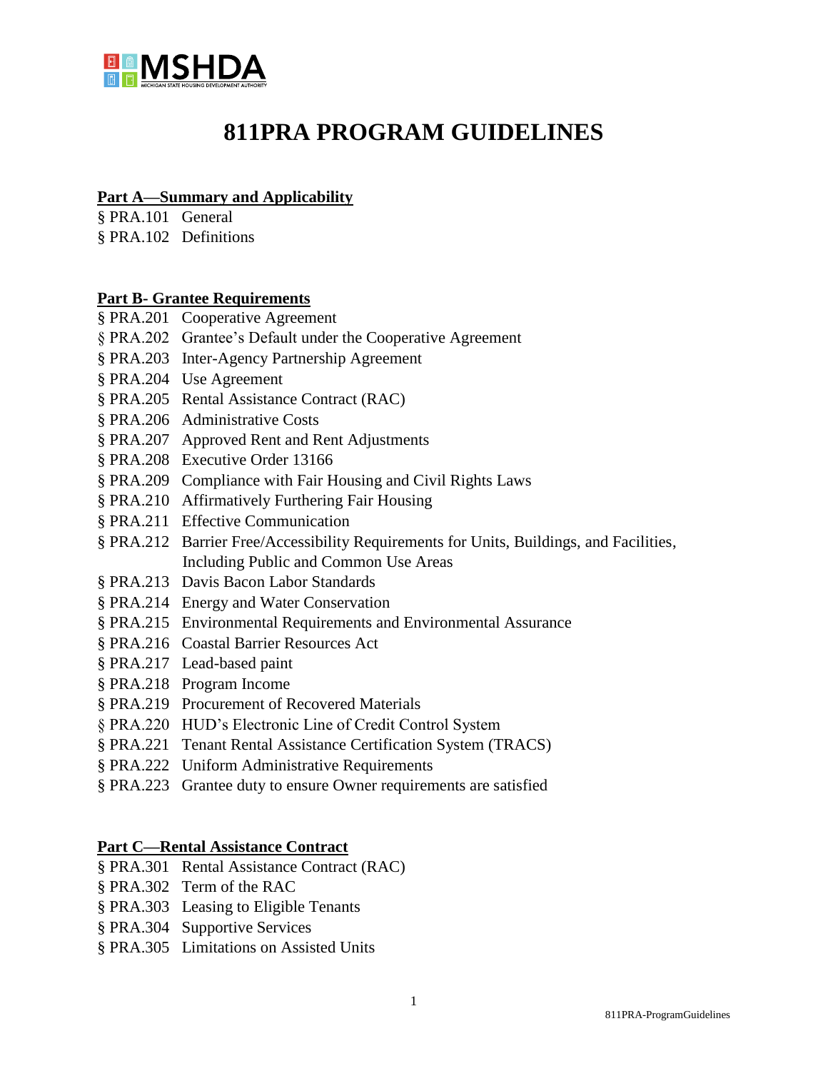# 811PRA PROGRAM GUIDELINES

**Part A—Summary and Applicability**

§ PRA.101 General
§ PRA.102 Definitions

**Part B- Grantee Requirements**

§ PRA.201 Cooperative Agreement
§ PRA.202 Grantee's Default under the Cooperative Agreement
§ PRA.203 Inter-Agency Partnership Agreement
§ PRA.204 Use Agreement
§ PRA.205 Rental Assistance Contract (RAC)
§ PRA.206 Administrative Costs
§ PRA.207 Approved Rent and Rent Adjustments
§ PRA.208 Executive Order 13166
§ PRA.209 Compliance with Fair Housing and Civil Rights Laws
§ PRA.210 Affirmatively Furthering Fair Housing
§ PRA.211 Effective Communication
§ PRA.212 Barrier Free/Accessibility Requirements for Units, Buildings, and Facilities, Including Public and Common Use Areas
§ PRA.213 Davis Bacon Labor Standards
§ PRA.214 Energy and Water Conservation
§ PRA.215 Environmental Requirements and Environmental Assurance
§ PRA.216 Coastal Barrier Resources Act
§ PRA.217 Lead-based paint
§ PRA.218 Program Income
§ PRA.219 Procurement of Recovered Materials
§ PRA.220 HUD's Electronic Line of Credit Control System
§ PRA.221 Tenant Rental Assistance Certification System (TRACS)
§ PRA.222 Uniform Administrative Requirements
§ PRA.223 Grantee duty to ensure Owner requirements are satisfied

**Part C—Rental Assistance Contract**

§ PRA.301 Rental Assistance Contract (RAC)
§ PRA.302 Term of the RAC
§ PRA.303 Leasing to Eligible Tenants
§ PRA.304 Supportive Services
§ PRA.305 Limitations on Assisted Units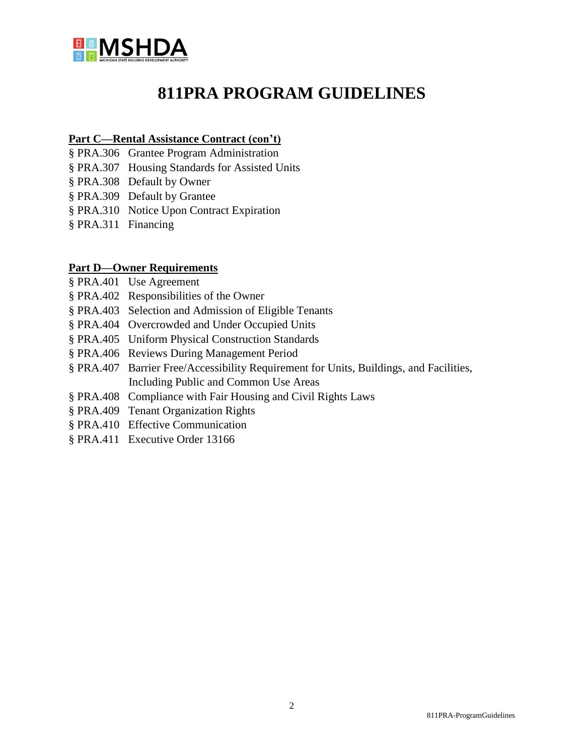# 811PRA PROGRAM GUIDELINES

**Part C—Rental Assistance Contract (con't)**

§ PRA.306 Grantee Program Administration
§ PRA.307 Housing Standards for Assisted Units
§ PRA.308 Default by Owner
§ PRA.309 Default by Grantee
§ PRA.310 Notice Upon Contract Expiration
§ PRA.311 Financing

**Part D—Owner Requirements**

§ PRA.401 Use Agreement
§ PRA.402 Responsibilities of the Owner
§ PRA.403 Selection and Admission of Eligible Tenants
§ PRA.404 Overcrowded and Under Occupied Units
§ PRA.405 Uniform Physical Construction Standards
§ PRA.406 Reviews During Management Period
§ PRA.407 Barrier Free/Accessibility Requirement for Units, Buildings, and Facilities, Including Public and Common Use Areas
§ PRA.408 Compliance with Fair Housing and Civil Rights Laws
§ PRA.409 Tenant Organization Rights
§ PRA.410 Effective Communication
§ PRA.411 Executive Order 13166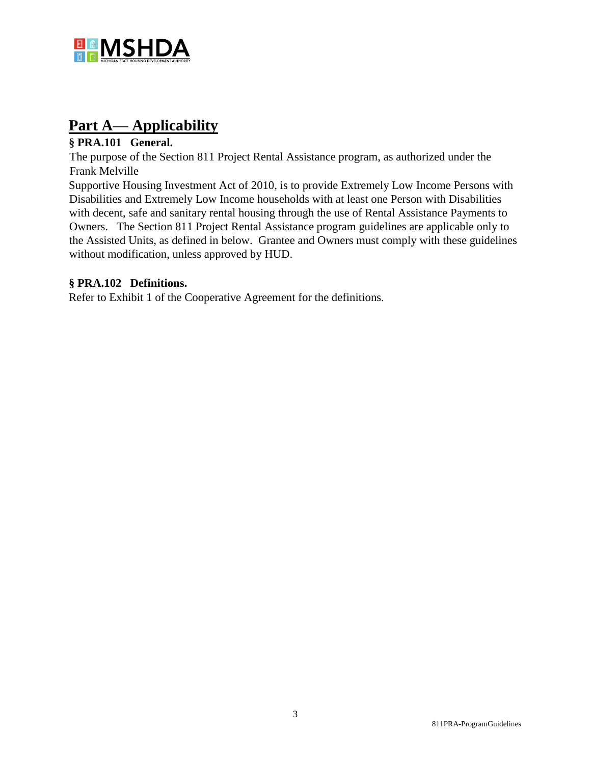## Part A— Applicability

**§ PRA.101 General.**

The purpose of the Section 811 Project Rental Assistance program, as authorized under the Frank Melville Supportive Housing Investment Act of 2010, is to provide Extremely Low Income Persons with Disabilities and Extremely Low Income households with at least one Person with Disabilities with decent, safe and sanitary rental housing through the use of Rental Assistance Payments to Owners. The Section 811 Project Rental Assistance program guidelines are applicable only to the Assisted Units, as defined in below. Grantee and Owners must comply with these guidelines without modification, unless approved by HUD.

**§ PRA.102 Definitions.**

Refer to Exhibit 1 of the Cooperative Agreement for the definitions.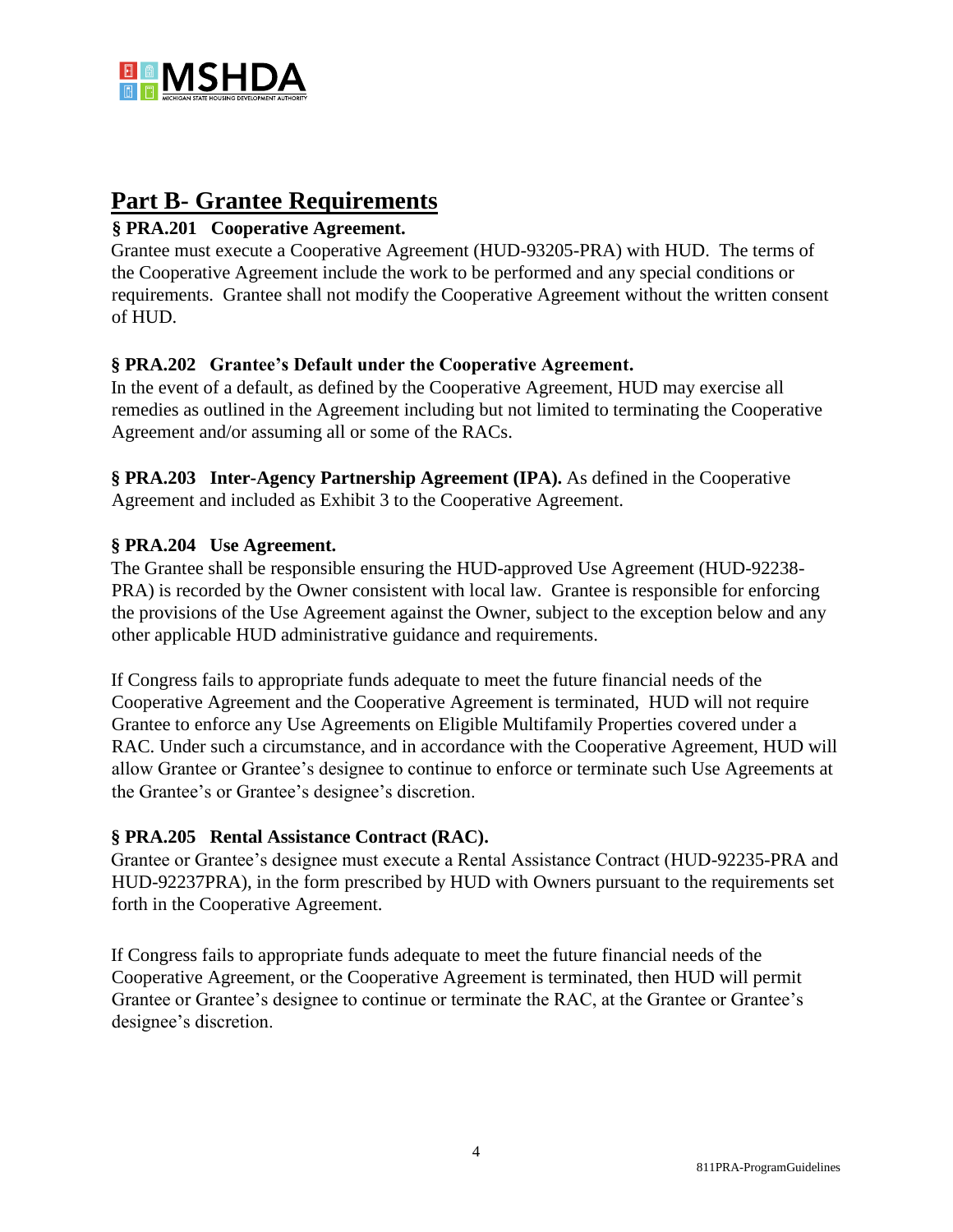# Part B- Grantee Requirements

### § PRA.201 Cooperative Agreement.

Grantee must execute a Cooperative Agreement (HUD-93205-PRA) with HUD. The terms of the Cooperative Agreement include the work to be performed and any special conditions or requirements. Grantee shall not modify the Cooperative Agreement without the written consent of HUD.

### § PRA.202 Grantee's Default under the Cooperative Agreement.

In the event of a default, as defined by the Cooperative Agreement, HUD may exercise all remedies as outlined in the Agreement including but not limited to terminating the Cooperative Agreement and/or assuming all or some of the RACs.

**§ PRA.203 Inter-Agency Partnership Agreement (IPA).** As defined in the Cooperative Agreement and included as Exhibit 3 to the Cooperative Agreement.

### § PRA.204 Use Agreement.

The Grantee shall be responsible ensuring the HUD-approved Use Agreement (HUD-92238-PRA) is recorded by the Owner consistent with local law. Grantee is responsible for enforcing the provisions of the Use Agreement against the Owner, subject to the exception below and any other applicable HUD administrative guidance and requirements.

If Congress fails to appropriate funds adequate to meet the future financial needs of the Cooperative Agreement and the Cooperative Agreement is terminated, HUD will not require Grantee to enforce any Use Agreements on Eligible Multifamily Properties covered under a RAC. Under such a circumstance, and in accordance with the Cooperative Agreement, HUD will allow Grantee or Grantee's designee to continue to enforce or terminate such Use Agreements at the Grantee's or Grantee's designee's discretion.

### § PRA.205 Rental Assistance Contract (RAC).

Grantee or Grantee's designee must execute a Rental Assistance Contract (HUD-92235-PRA and HUD-92237PRA), in the form prescribed by HUD with Owners pursuant to the requirements set forth in the Cooperative Agreement.

If Congress fails to appropriate funds adequate to meet the future financial needs of the Cooperative Agreement, or the Cooperative Agreement is terminated, then HUD will permit Grantee or Grantee's designee to continue or terminate the RAC, at the Grantee or Grantee's designee's discretion.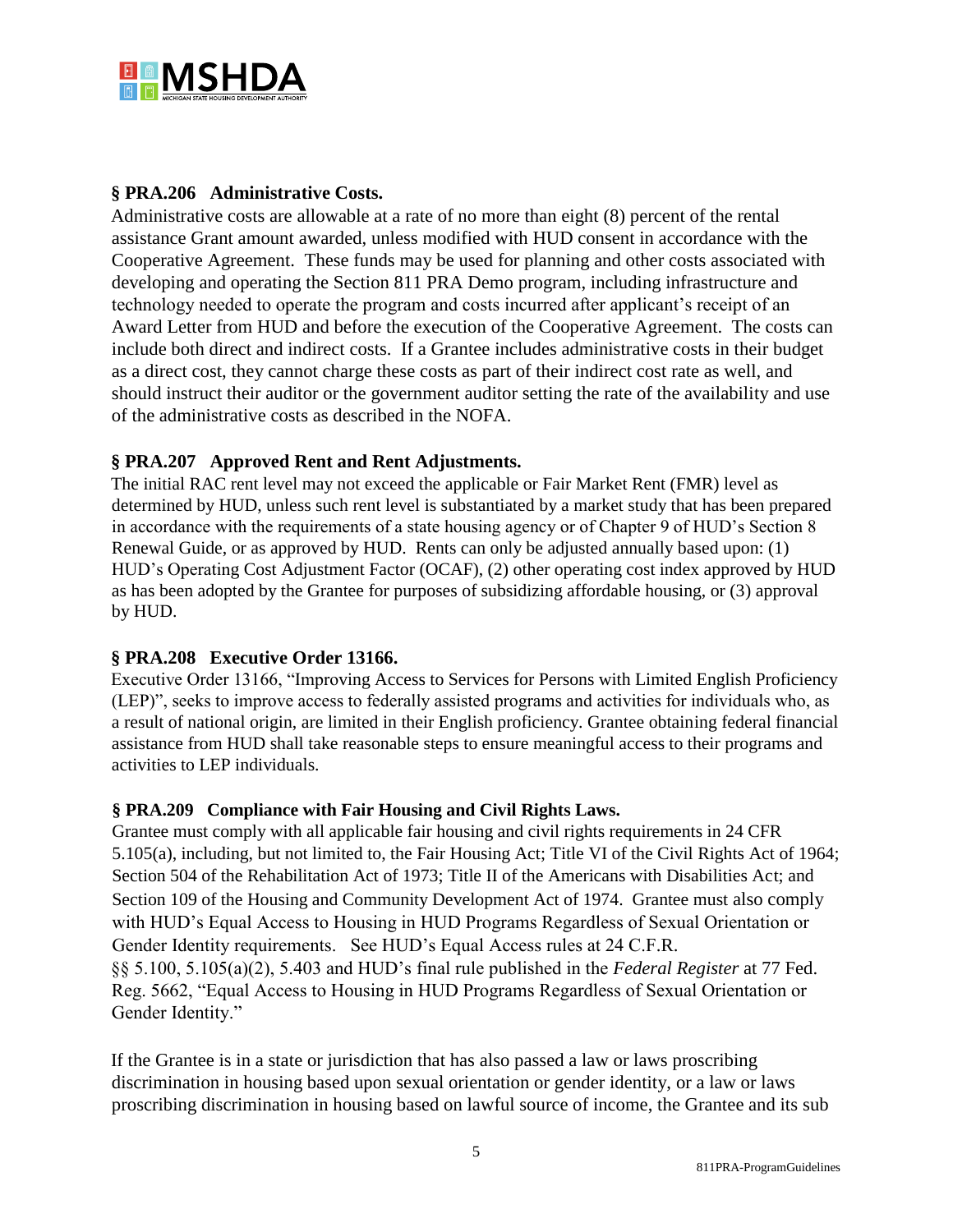### § PRA.206 Administrative Costs.

Administrative costs are allowable at a rate of no more than eight (8) percent of the rental assistance Grant amount awarded, unless modified with HUD consent in accordance with the Cooperative Agreement. These funds may be used for planning and other costs associated with developing and operating the Section 811 PRA Demo program, including infrastructure and technology needed to operate the program and costs incurred after applicant's receipt of an Award Letter from HUD and before the execution of the Cooperative Agreement. The costs can include both direct and indirect costs. If a Grantee includes administrative costs in their budget as a direct cost, they cannot charge these costs as part of their indirect cost rate as well, and should instruct their auditor or the government auditor setting the rate of the availability and use of the administrative costs as described in the NOFA.

### § PRA.207 Approved Rent and Rent Adjustments.

The initial RAC rent level may not exceed the applicable or Fair Market Rent (FMR) level as determined by HUD, unless such rent level is substantiated by a market study that has been prepared in accordance with the requirements of a state housing agency or of Chapter 9 of HUD's Section 8 Renewal Guide, or as approved by HUD. Rents can only be adjusted annually based upon: (1) HUD's Operating Cost Adjustment Factor (OCAF), (2) other operating cost index approved by HUD as has been adopted by the Grantee for purposes of subsidizing affordable housing, or (3) approval by HUD.

### § PRA.208 Executive Order 13166.

Executive Order 13166, "Improving Access to Services for Persons with Limited English Proficiency (LEP)", seeks to improve access to federally assisted programs and activities for individuals who, as a result of national origin, are limited in their English proficiency. Grantee obtaining federal financial assistance from HUD shall take reasonable steps to ensure meaningful access to their programs and activities to LEP individuals.

### § PRA.209 Compliance with Fair Housing and Civil Rights Laws.

Grantee must comply with all applicable fair housing and civil rights requirements in 24 CFR 5.105(a), including, but not limited to, the Fair Housing Act; Title VI of the Civil Rights Act of 1964; Section 504 of the Rehabilitation Act of 1973; Title II of the Americans with Disabilities Act; and Section 109 of the Housing and Community Development Act of 1974. Grantee must also comply with HUD's Equal Access to Housing in HUD Programs Regardless of Sexual Orientation or Gender Identity requirements. See HUD's Equal Access rules at 24 C.F.R. §§ 5.100, 5.105(a)(2), 5.403 and HUD's final rule published in the *Federal Register* at 77 Fed. Reg. 5662, "Equal Access to Housing in HUD Programs Regardless of Sexual Orientation or Gender Identity."

If the Grantee is in a state or jurisdiction that has also passed a law or laws proscribing discrimination in housing based upon sexual orientation or gender identity, or a law or laws proscribing discrimination in housing based on lawful source of income, the Grantee and its sub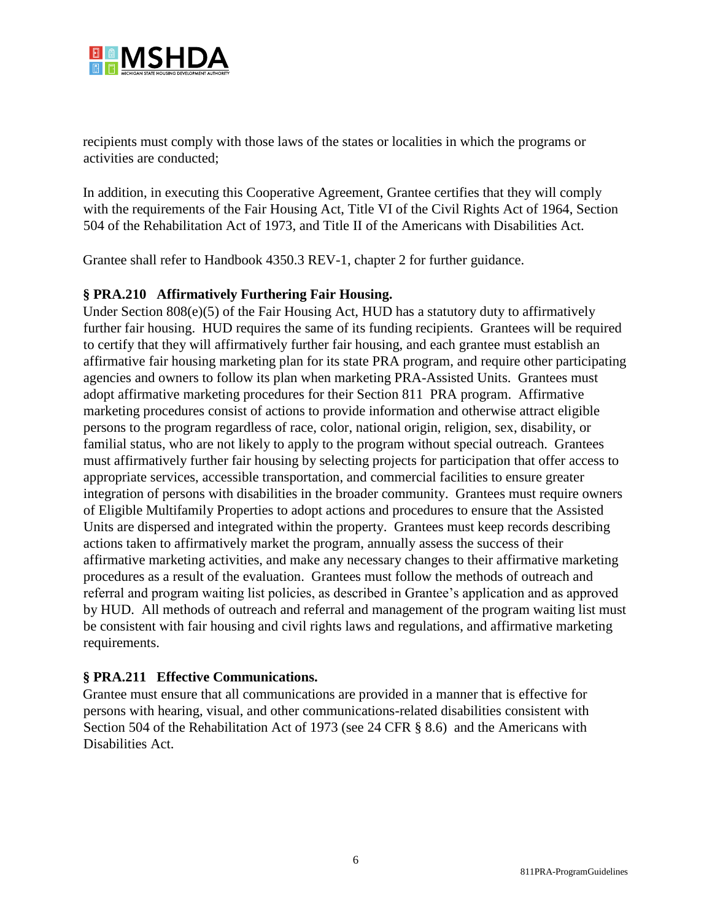recipients must comply with those laws of the states or localities in which the programs or activities are conducted;

In addition, in executing this Cooperative Agreement, Grantee certifies that they will comply with the requirements of the Fair Housing Act, Title VI of the Civil Rights Act of 1964, Section 504 of the Rehabilitation Act of 1973, and Title II of the Americans with Disabilities Act.

Grantee shall refer to Handbook 4350.3 REV-1, chapter 2 for further guidance.

**§ PRA.210 Affirmatively Furthering Fair Housing.**

Under Section 808(e)(5) of the Fair Housing Act, HUD has a statutory duty to affirmatively further fair housing. HUD requires the same of its funding recipients. Grantees will be required to certify that they will affirmatively further fair housing, and each grantee must establish an affirmative fair housing marketing plan for its state PRA program, and require other participating agencies and owners to follow its plan when marketing PRA-Assisted Units. Grantees must adopt affirmative marketing procedures for their Section 811 PRA program. Affirmative marketing procedures consist of actions to provide information and otherwise attract eligible persons to the program regardless of race, color, national origin, religion, sex, disability, or familial status, who are not likely to apply to the program without special outreach. Grantees must affirmatively further fair housing by selecting projects for participation that offer access to appropriate services, accessible transportation, and commercial facilities to ensure greater integration of persons with disabilities in the broader community. Grantees must require owners of Eligible Multifamily Properties to adopt actions and procedures to ensure that the Assisted Units are dispersed and integrated within the property. Grantees must keep records describing actions taken to affirmatively market the program, annually assess the success of their affirmative marketing activities, and make any necessary changes to their affirmative marketing procedures as a result of the evaluation. Grantees must follow the methods of outreach and referral and program waiting list policies, as described in Grantee's application and as approved by HUD. All methods of outreach and referral and management of the program waiting list must be consistent with fair housing and civil rights laws and regulations, and affirmative marketing requirements.

**§ PRA.211 Effective Communications.**

Grantee must ensure that all communications are provided in a manner that is effective for persons with hearing, visual, and other communications-related disabilities consistent with Section 504 of the Rehabilitation Act of 1973 (see 24 CFR § 8.6) and the Americans with Disabilities Act.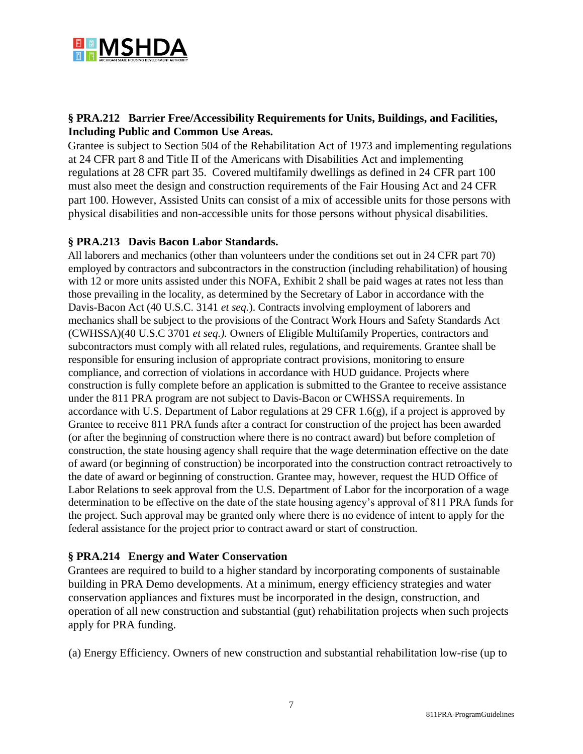**§ PRA.212 Barrier Free/Accessibility Requirements for Units, Buildings, and Facilities, Including Public and Common Use Areas.**

Grantee is subject to Section 504 of the Rehabilitation Act of 1973 and implementing regulations at 24 CFR part 8 and Title II of the Americans with Disabilities Act and implementing regulations at 28 CFR part 35. Covered multifamily dwellings as defined in 24 CFR part 100 must also meet the design and construction requirements of the Fair Housing Act and 24 CFR part 100. However, Assisted Units can consist of a mix of accessible units for those persons with physical disabilities and non-accessible units for those persons without physical disabilities.

**§ PRA.213 Davis Bacon Labor Standards.**

All laborers and mechanics (other than volunteers under the conditions set out in 24 CFR part 70) employed by contractors and subcontractors in the construction (including rehabilitation) of housing with 12 or more units assisted under this NOFA, Exhibit 2 shall be paid wages at rates not less than those prevailing in the locality, as determined by the Secretary of Labor in accordance with the Davis-Bacon Act (40 U.S.C. 3141 *et seq.*). Contracts involving employment of laborers and mechanics shall be subject to the provisions of the Contract Work Hours and Safety Standards Act (CWHSSA)(40 U.S.C 3701 *et seq.).* Owners of Eligible Multifamily Properties, contractors and subcontractors must comply with all related rules, regulations, and requirements. Grantee shall be responsible for ensuring inclusion of appropriate contract provisions, monitoring to ensure compliance, and correction of violations in accordance with HUD guidance. Projects where construction is fully complete before an application is submitted to the Grantee to receive assistance under the 811 PRA program are not subject to Davis-Bacon or CWHSSA requirements. In accordance with U.S. Department of Labor regulations at 29 CFR 1.6(g), if a project is approved by Grantee to receive 811 PRA funds after a contract for construction of the project has been awarded (or after the beginning of construction where there is no contract award) but before completion of construction, the state housing agency shall require that the wage determination effective on the date of award (or beginning of construction) be incorporated into the construction contract retroactively to the date of award or beginning of construction. Grantee may, however, request the HUD Office of Labor Relations to seek approval from the U.S. Department of Labor for the incorporation of a wage determination to be effective on the date of the state housing agency's approval of 811 PRA funds for the project. Such approval may be granted only where there is no evidence of intent to apply for the federal assistance for the project prior to contract award or start of construction.

**§ PRA.214 Energy and Water Conservation**

Grantees are required to build to a higher standard by incorporating components of sustainable building in PRA Demo developments. At a minimum, energy efficiency strategies and water conservation appliances and fixtures must be incorporated in the design, construction, and operation of all new construction and substantial (gut) rehabilitation projects when such projects apply for PRA funding.

(a) Energy Efficiency. Owners of new construction and substantial rehabilitation low-rise (up to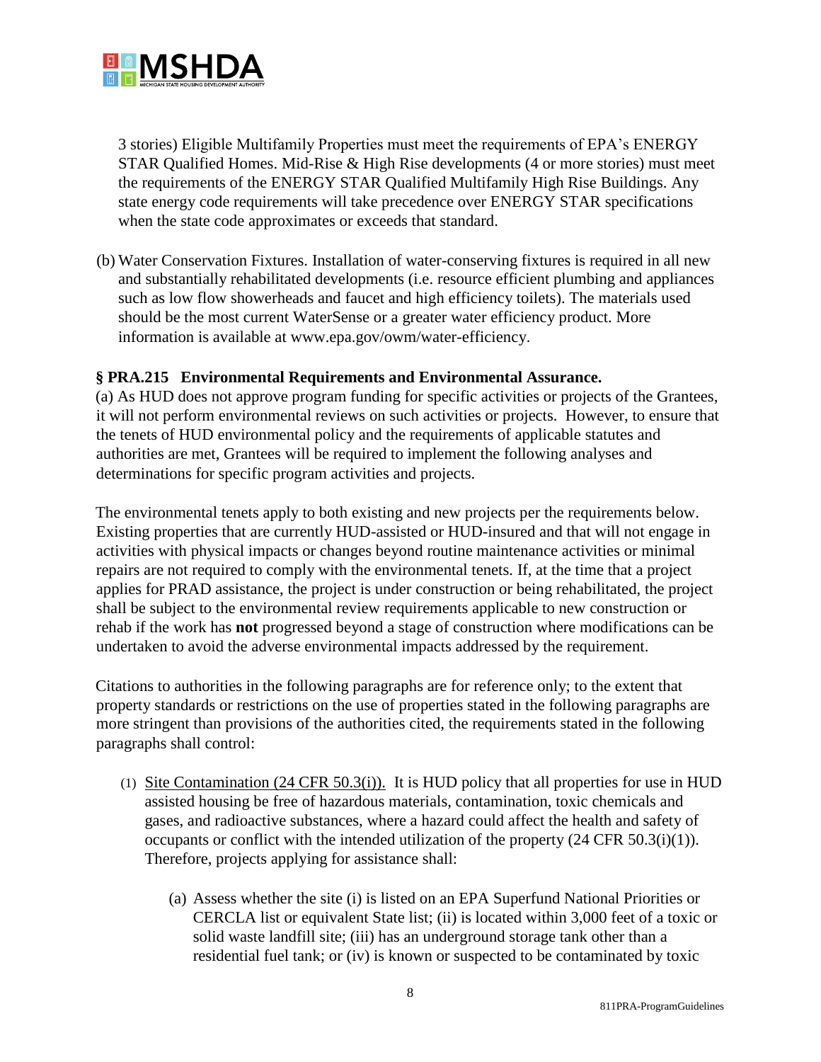3 stories) Eligible Multifamily Properties must meet the requirements of EPA's ENERGY STAR Qualified Homes. Mid-Rise & High Rise developments (4 or more stories) must meet the requirements of the ENERGY STAR Qualified Multifamily High Rise Buildings. Any state energy code requirements will take precedence over ENERGY STAR specifications when the state code approximates or exceeds that standard.

(b) Water Conservation Fixtures. Installation of water-conserving fixtures is required in all new and substantially rehabilitated developments (i.e. resource efficient plumbing and appliances such as low flow showerheads and faucet and high efficiency toilets). The materials used should be the most current WaterSense or a greater water efficiency product. More information is available at www.epa.gov/owm/water-efficiency.

**§ PRA.215 Environmental Requirements and Environmental Assurance.**

(a) As HUD does not approve program funding for specific activities or projects of the Grantees, it will not perform environmental reviews on such activities or projects. However, to ensure that the tenets of HUD environmental policy and the requirements of applicable statutes and authorities are met, Grantees will be required to implement the following analyses and determinations for specific program activities and projects.

The environmental tenets apply to both existing and new projects per the requirements below. Existing properties that are currently HUD-assisted or HUD-insured and that will not engage in activities with physical impacts or changes beyond routine maintenance activities or minimal repairs are not required to comply with the environmental tenets. If, at the time that a project applies for PRAD assistance, the project is under construction or being rehabilitated, the project shall be subject to the environmental review requirements applicable to new construction or rehab if the work has **not** progressed beyond a stage of construction where modifications can be undertaken to avoid the adverse environmental impacts addressed by the requirement.

Citations to authorities in the following paragraphs are for reference only; to the extent that property standards or restrictions on the use of properties stated in the following paragraphs are more stringent than provisions of the authorities cited, the requirements stated in the following paragraphs shall control:

(1) Site Contamination (24 CFR 50.3(i)). It is HUD policy that all properties for use in HUD assisted housing be free of hazardous materials, contamination, toxic chemicals and gases, and radioactive substances, where a hazard could affect the health and safety of occupants or conflict with the intended utilization of the property (24 CFR 50.3(i)(1)). Therefore, projects applying for assistance shall:

   (a) Assess whether the site (i) is listed on an EPA Superfund National Priorities or CERCLA list or equivalent State list; (ii) is located within 3,000 feet of a toxic or solid waste landfill site; (iii) has an underground storage tank other than a residential fuel tank; or (iv) is known or suspected to be contaminated by toxic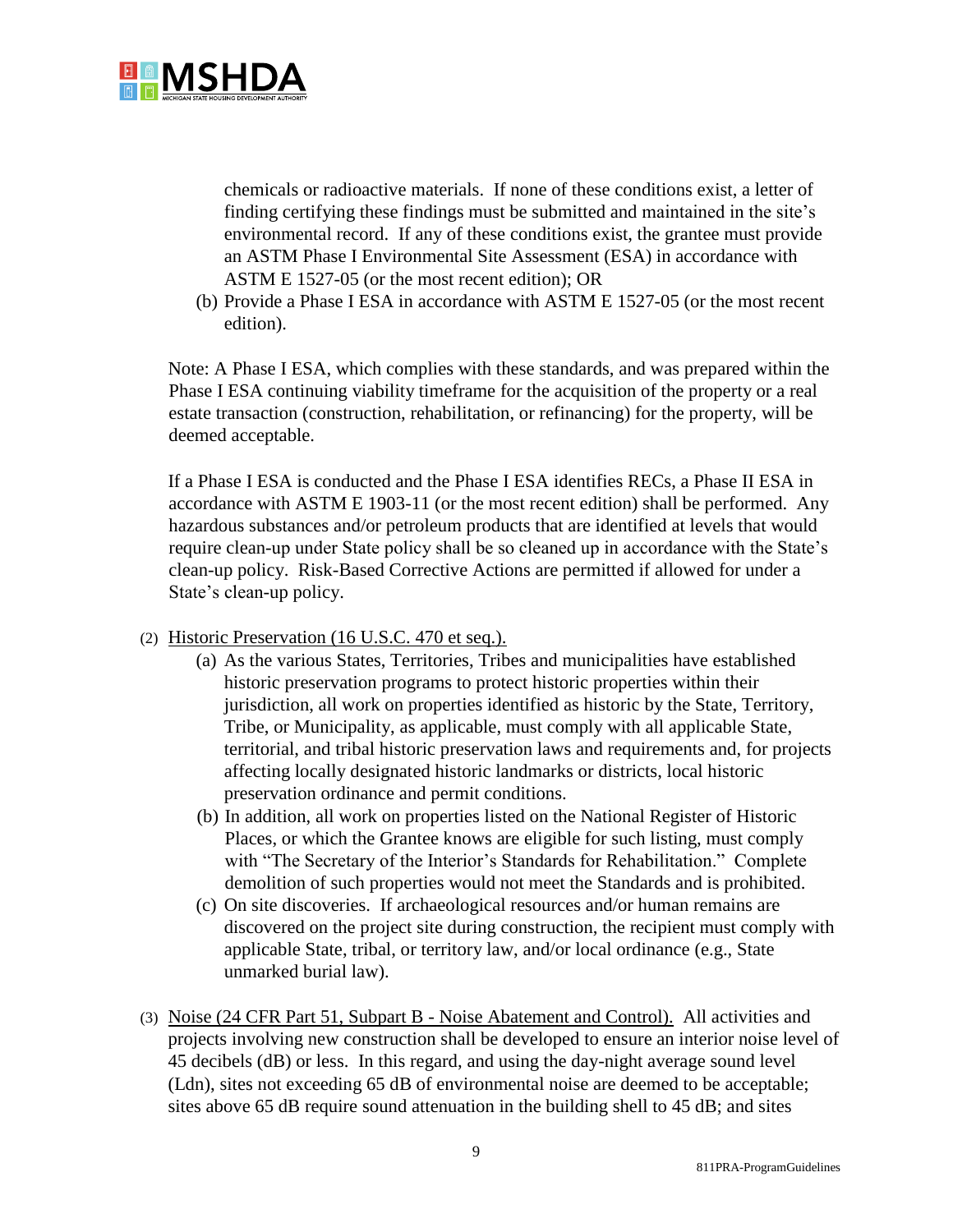chemicals or radioactive materials. If none of these conditions exist, a letter of finding certifying these findings must be submitted and maintained in the site's environmental record. If any of these conditions exist, the grantee must provide an ASTM Phase I Environmental Site Assessment (ESA) in accordance with ASTM E 1527-05 (or the most recent edition); OR

(b) Provide a Phase I ESA in accordance with ASTM E 1527-05 (or the most recent edition).

Note: A Phase I ESA, which complies with these standards, and was prepared within the Phase I ESA continuing viability timeframe for the acquisition of the property or a real estate transaction (construction, rehabilitation, or refinancing) for the property, will be deemed acceptable.

If a Phase I ESA is conducted and the Phase I ESA identifies RECs, a Phase II ESA in accordance with ASTM E 1903-11 (or the most recent edition) shall be performed. Any hazardous substances and/or petroleum products that are identified at levels that would require clean-up under State policy shall be so cleaned up in accordance with the State's clean-up policy. Risk-Based Corrective Actions are permitted if allowed for under a State's clean-up policy.

(2) Historic Preservation (16 U.S.C. 470 et seq.).

(a) As the various States, Territories, Tribes and municipalities have established historic preservation programs to protect historic properties within their jurisdiction, all work on properties identified as historic by the State, Territory, Tribe, or Municipality, as applicable, must comply with all applicable State, territorial, and tribal historic preservation laws and requirements and, for projects affecting locally designated historic landmarks or districts, local historic preservation ordinance and permit conditions.

(b) In addition, all work on properties listed on the National Register of Historic Places, or which the Grantee knows are eligible for such listing, must comply with "The Secretary of the Interior's Standards for Rehabilitation." Complete demolition of such properties would not meet the Standards and is prohibited.

(c) On site discoveries. If archaeological resources and/or human remains are discovered on the project site during construction, the recipient must comply with applicable State, tribal, or territory law, and/or local ordinance (e.g., State unmarked burial law).

(3) Noise (24 CFR Part 51, Subpart B - Noise Abatement and Control). All activities and projects involving new construction shall be developed to ensure an interior noise level of 45 decibels (dB) or less. In this regard, and using the day-night average sound level (Ldn), sites not exceeding 65 dB of environmental noise are deemed to be acceptable; sites above 65 dB require sound attenuation in the building shell to 45 dB; and sites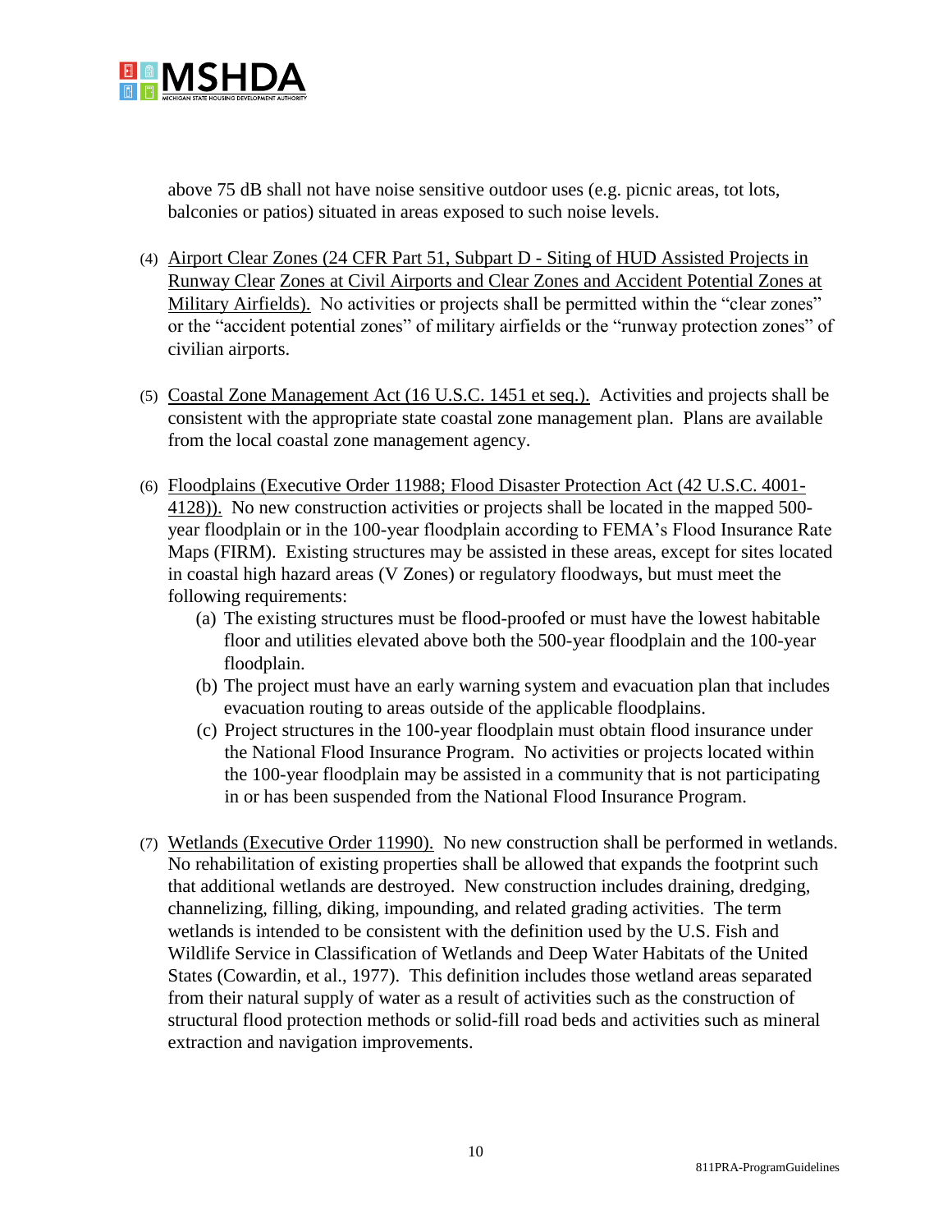above 75 dB shall not have noise sensitive outdoor uses (e.g. picnic areas, tot lots, balconies or patios) situated in areas exposed to such noise levels.

(4) Airport Clear Zones (24 CFR Part 51, Subpart D - Siting of HUD Assisted Projects in Runway Clear Zones at Civil Airports and Clear Zones and Accident Potential Zones at Military Airfields). No activities or projects shall be permitted within the "clear zones" or the "accident potential zones" of military airfields or the "runway protection zones" of civilian airports.

(5) Coastal Zone Management Act (16 U.S.C. 1451 et seq.). Activities and projects shall be consistent with the appropriate state coastal zone management plan. Plans are available from the local coastal zone management agency.

(6) Floodplains (Executive Order 11988; Flood Disaster Protection Act (42 U.S.C. 4001-4128)). No new construction activities or projects shall be located in the mapped 500-year floodplain or in the 100-year floodplain according to FEMA's Flood Insurance Rate Maps (FIRM). Existing structures may be assisted in these areas, except for sites located in coastal high hazard areas (V Zones) or regulatory floodways, but must meet the following requirements:
   - (a) The existing structures must be flood-proofed or must have the lowest habitable floor and utilities elevated above both the 500-year floodplain and the 100-year floodplain.
   - (b) The project must have an early warning system and evacuation plan that includes evacuation routing to areas outside of the applicable floodplains.
   - (c) Project structures in the 100-year floodplain must obtain flood insurance under the National Flood Insurance Program. No activities or projects located within the 100-year floodplain may be assisted in a community that is not participating in or has been suspended from the National Flood Insurance Program.

(7) Wetlands (Executive Order 11990). No new construction shall be performed in wetlands. No rehabilitation of existing properties shall be allowed that expands the footprint such that additional wetlands are destroyed. New construction includes draining, dredging, channelizing, filling, diking, impounding, and related grading activities. The term wetlands is intended to be consistent with the definition used by the U.S. Fish and Wildlife Service in Classification of Wetlands and Deep Water Habitats of the United States (Cowardin, et al., 1977). This definition includes those wetland areas separated from their natural supply of water as a result of activities such as the construction of structural flood protection methods or solid-fill road beds and activities such as mineral extraction and navigation improvements.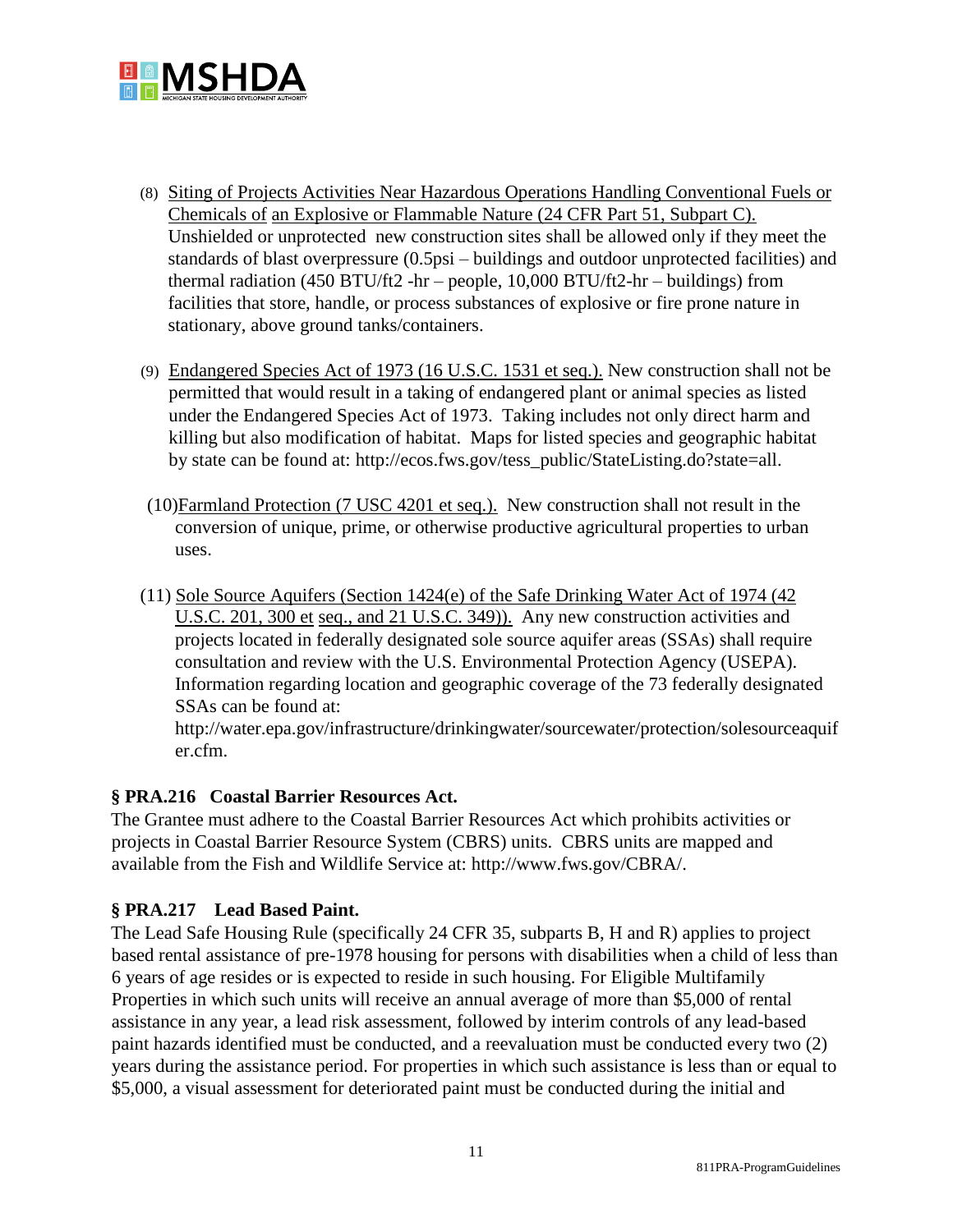(8) Siting of Projects Activities Near Hazardous Operations Handling Conventional Fuels or Chemicals of an Explosive or Flammable Nature (24 CFR Part 51, Subpart C). Unshielded or unprotected new construction sites shall be allowed only if they meet the standards of blast overpressure (0.5psi – buildings and outdoor unprotected facilities) and thermal radiation (450 BTU/ft2 -hr – people, 10,000 BTU/ft2-hr – buildings) from facilities that store, handle, or process substances of explosive or fire prone nature in stationary, above ground tanks/containers.

(9) Endangered Species Act of 1973 (16 U.S.C. 1531 et seq.). New construction shall not be permitted that would result in a taking of endangered plant or animal species as listed under the Endangered Species Act of 1973. Taking includes not only direct harm and killing but also modification of habitat. Maps for listed species and geographic habitat by state can be found at: http://ecos.fws.gov/tess_public/StateListing.do?state=all.

(10) Farmland Protection (7 USC 4201 et seq.). New construction shall not result in the conversion of unique, prime, or otherwise productive agricultural properties to urban uses.

(11) Sole Source Aquifers (Section 1424(e) of the Safe Drinking Water Act of 1974 (42 U.S.C. 201, 300 et seq., and 21 U.S.C. 349)). Any new construction activities and projects located in federally designated sole source aquifer areas (SSAs) shall require consultation and review with the U.S. Environmental Protection Agency (USEPA). Information regarding location and geographic coverage of the 73 federally designated SSAs can be found at: http://water.epa.gov/infrastructure/drinkingwater/sourcewater/protection/solesourceaquifer.cfm.

**§ PRA.216 Coastal Barrier Resources Act.**

The Grantee must adhere to the Coastal Barrier Resources Act which prohibits activities or projects in Coastal Barrier Resource System (CBRS) units. CBRS units are mapped and available from the Fish and Wildlife Service at: http://www.fws.gov/CBRA/.

**§ PRA.217 Lead Based Paint.**

The Lead Safe Housing Rule (specifically 24 CFR 35, subparts B, H and R) applies to project based rental assistance of pre-1978 housing for persons with disabilities when a child of less than 6 years of age resides or is expected to reside in such housing. For Eligible Multifamily Properties in which such units will receive an annual average of more than $5,000 of rental assistance in any year, a lead risk assessment, followed by interim controls of any lead-based paint hazards identified must be conducted, and a reevaluation must be conducted every two (2) years during the assistance period. For properties in which such assistance is less than or equal to $5,000, a visual assessment for deteriorated paint must be conducted during the initial and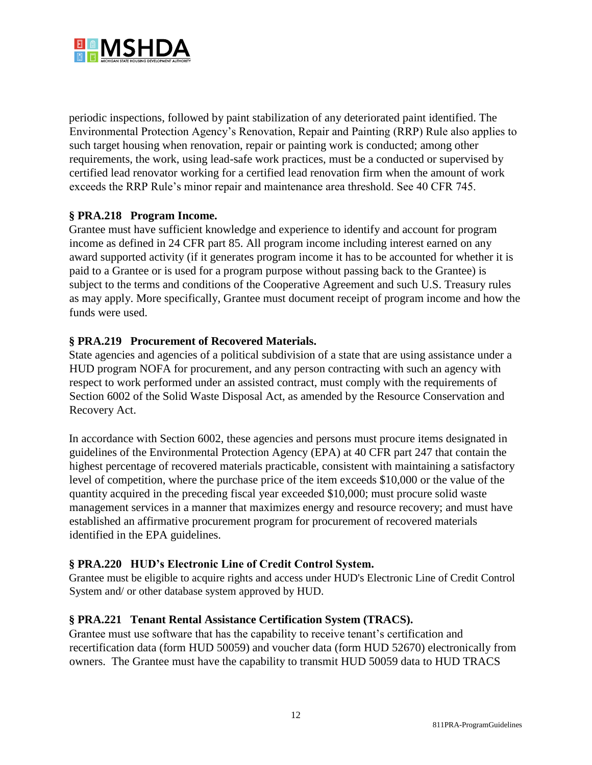periodic inspections, followed by paint stabilization of any deteriorated paint identified. The Environmental Protection Agency's Renovation, Repair and Painting (RRP) Rule also applies to such target housing when renovation, repair or painting work is conducted; among other requirements, the work, using lead-safe work practices, must be a conducted or supervised by certified lead renovator working for a certified lead renovation firm when the amount of work exceeds the RRP Rule's minor repair and maintenance area threshold. See 40 CFR 745.

**§ PRA.218 Program Income.**

Grantee must have sufficient knowledge and experience to identify and account for program income as defined in 24 CFR part 85. All program income including interest earned on any award supported activity (if it generates program income it has to be accounted for whether it is paid to a Grantee or is used for a program purpose without passing back to the Grantee) is subject to the terms and conditions of the Cooperative Agreement and such U.S. Treasury rules as may apply. More specifically, Grantee must document receipt of program income and how the funds were used.

**§ PRA.219 Procurement of Recovered Materials.**

State agencies and agencies of a political subdivision of a state that are using assistance under a HUD program NOFA for procurement, and any person contracting with such an agency with respect to work performed under an assisted contract, must comply with the requirements of Section 6002 of the Solid Waste Disposal Act, as amended by the Resource Conservation and Recovery Act.

In accordance with Section 6002, these agencies and persons must procure items designated in guidelines of the Environmental Protection Agency (EPA) at 40 CFR part 247 that contain the highest percentage of recovered materials practicable, consistent with maintaining a satisfactory level of competition, where the purchase price of the item exceeds $10,000 or the value of the quantity acquired in the preceding fiscal year exceeded $10,000; must procure solid waste management services in a manner that maximizes energy and resource recovery; and must have established an affirmative procurement program for procurement of recovered materials identified in the EPA guidelines.

**§ PRA.220 HUD's Electronic Line of Credit Control System.**

Grantee must be eligible to acquire rights and access under HUD's Electronic Line of Credit Control System and/ or other database system approved by HUD.

**§ PRA.221 Tenant Rental Assistance Certification System (TRACS).**

Grantee must use software that has the capability to receive tenant's certification and recertification data (form HUD 50059) and voucher data (form HUD 52670) electronically from owners. The Grantee must have the capability to transmit HUD 50059 data to HUD TRACS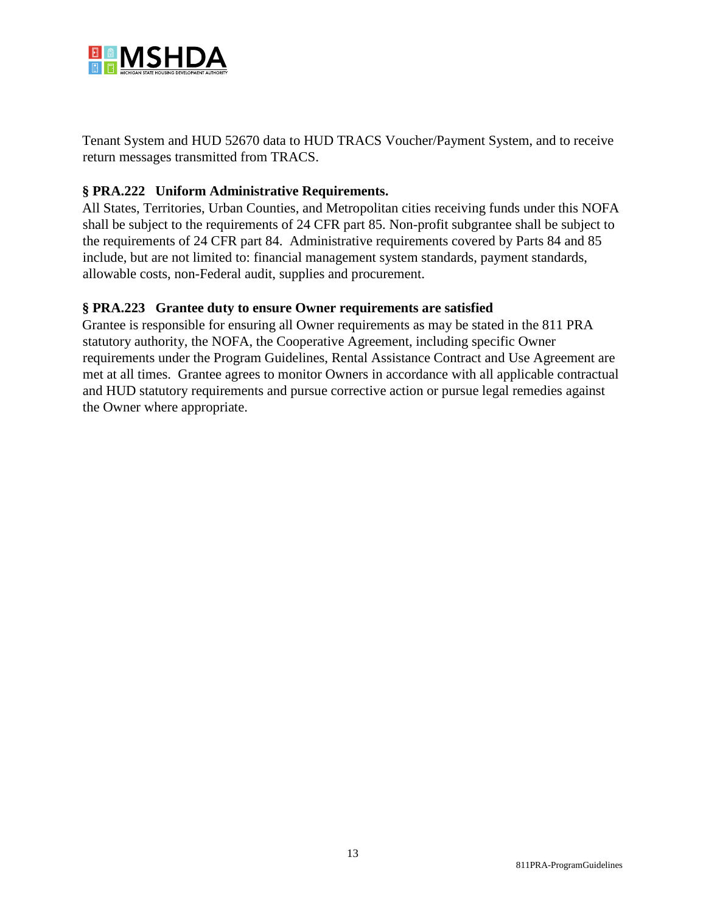Tenant System and HUD 52670 data to HUD TRACS Voucher/Payment System, and to receive return messages transmitted from TRACS.

**§ PRA.222 Uniform Administrative Requirements.**

All States, Territories, Urban Counties, and Metropolitan cities receiving funds under this NOFA shall be subject to the requirements of 24 CFR part 85. Non-profit subgrantee shall be subject to the requirements of 24 CFR part 84. Administrative requirements covered by Parts 84 and 85 include, but are not limited to: financial management system standards, payment standards, allowable costs, non-Federal audit, supplies and procurement.

**§ PRA.223 Grantee duty to ensure Owner requirements are satisfied**

Grantee is responsible for ensuring all Owner requirements as may be stated in the 811 PRA statutory authority, the NOFA, the Cooperative Agreement, including specific Owner requirements under the Program Guidelines, Rental Assistance Contract and Use Agreement are met at all times. Grantee agrees to monitor Owners in accordance with all applicable contractual and HUD statutory requirements and pursue corrective action or pursue legal remedies against the Owner where appropriate.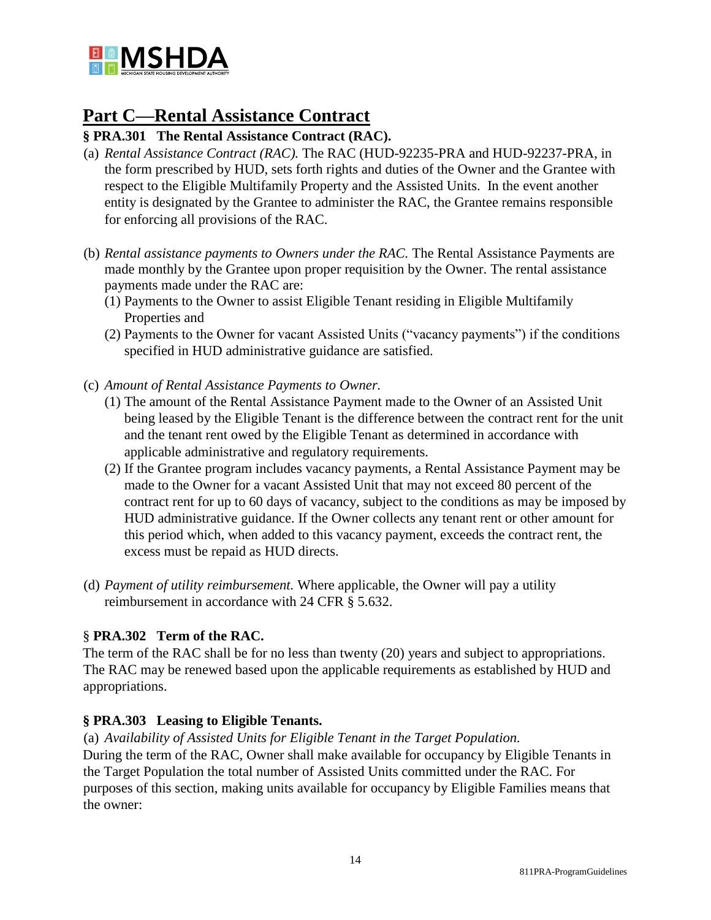## Part C—Rental Assistance Contract

**§ PRA.301 The Rental Assistance Contract (RAC).**

(a) *Rental Assistance Contract (RAC).* The RAC (HUD-92235-PRA and HUD-92237-PRA, in the form prescribed by HUD, sets forth rights and duties of the Owner and the Grantee with respect to the Eligible Multifamily Property and the Assisted Units. In the event another entity is designated by the Grantee to administer the RAC, the Grantee remains responsible for enforcing all provisions of the RAC.

(b) *Rental assistance payments to Owners under the RAC.* The Rental Assistance Payments are made monthly by the Grantee upon proper requisition by the Owner. The rental assistance payments made under the RAC are:
   (1) Payments to the Owner to assist Eligible Tenant residing in Eligible Multifamily Properties and
   (2) Payments to the Owner for vacant Assisted Units ("vacancy payments") if the conditions specified in HUD administrative guidance are satisfied.

(c) *Amount of Rental Assistance Payments to Owner.*
   (1) The amount of the Rental Assistance Payment made to the Owner of an Assisted Unit being leased by the Eligible Tenant is the difference between the contract rent for the unit and the tenant rent owed by the Eligible Tenant as determined in accordance with applicable administrative and regulatory requirements.
   (2) If the Grantee program includes vacancy payments, a Rental Assistance Payment may be made to the Owner for a vacant Assisted Unit that may not exceed 80 percent of the contract rent for up to 60 days of vacancy, subject to the conditions as may be imposed by HUD administrative guidance. If the Owner collects any tenant rent or other amount for this period which, when added to this vacancy payment, exceeds the contract rent, the excess must be repaid as HUD directs.

(d) *Payment of utility reimbursement.* Where applicable, the Owner will pay a utility reimbursement in accordance with 24 CFR § 5.632.

**§ PRA.302 Term of the RAC.**

The term of the RAC shall be for no less than twenty (20) years and subject to appropriations. The RAC may be renewed based upon the applicable requirements as established by HUD and appropriations.

**§ PRA.303 Leasing to Eligible Tenants.**

(a) *Availability of Assisted Units for Eligible Tenant in the Target Population.*

During the term of the RAC, Owner shall make available for occupancy by Eligible Tenants in the Target Population the total number of Assisted Units committed under the RAC. For purposes of this section, making units available for occupancy by Eligible Families means that the owner: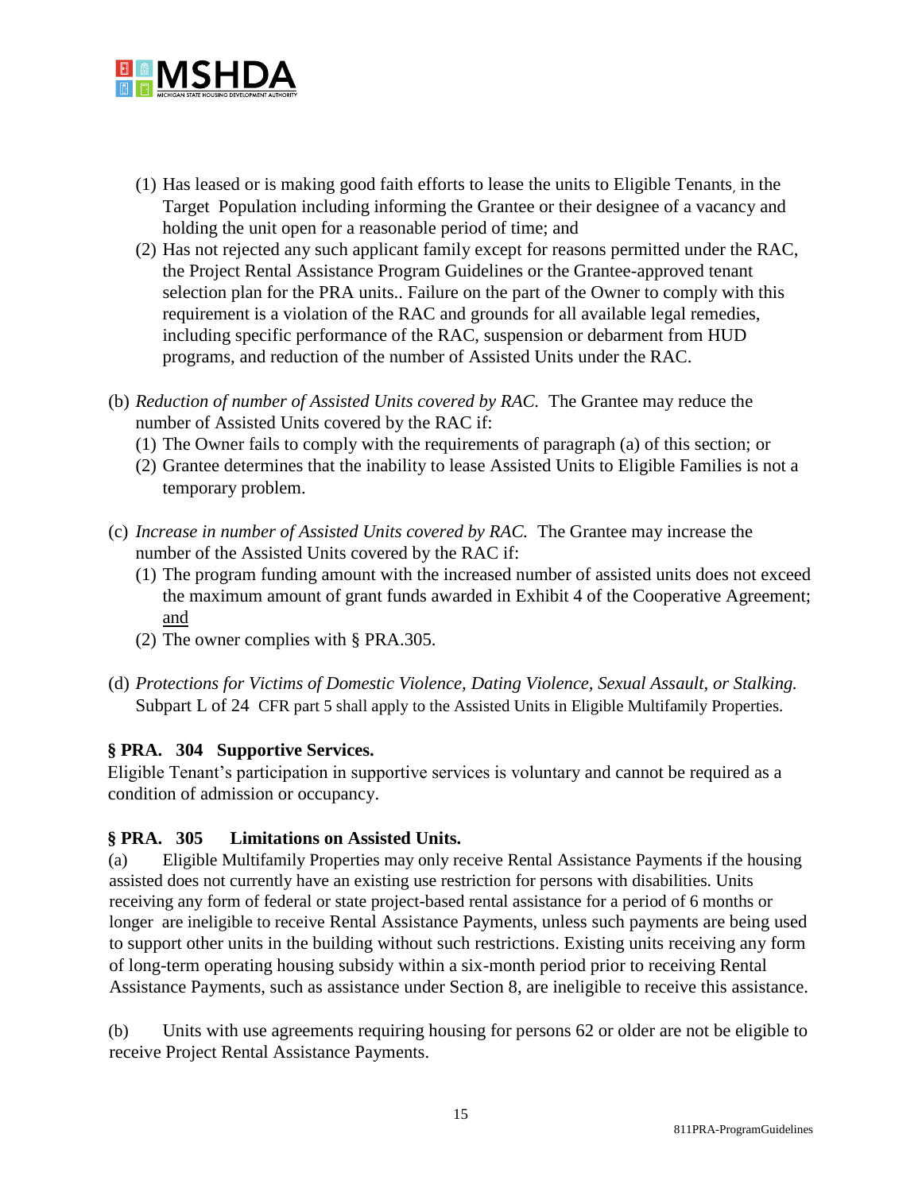(1) Has leased or is making good faith efforts to lease the units to Eligible Tenants, in the Target Population including informing the Grantee or their designee of a vacancy and holding the unit open for a reasonable period of time; and

(2) Has not rejected any such applicant family except for reasons permitted under the RAC, the Project Rental Assistance Program Guidelines or the Grantee-approved tenant selection plan for the PRA units.. Failure on the part of the Owner to comply with this requirement is a violation of the RAC and grounds for all available legal remedies, including specific performance of the RAC, suspension or debarment from HUD programs, and reduction of the number of Assisted Units under the RAC.

(b) *Reduction of number of Assisted Units covered by RAC.* The Grantee may reduce the number of Assisted Units covered by the RAC if:

(1) The Owner fails to comply with the requirements of paragraph (a) of this section; or

(2) Grantee determines that the inability to lease Assisted Units to Eligible Families is not a temporary problem.

(c) *Increase in number of Assisted Units covered by RAC.* The Grantee may increase the number of the Assisted Units covered by the RAC if:

(1) The program funding amount with the increased number of assisted units does not exceed the maximum amount of grant funds awarded in Exhibit 4 of the Cooperative Agreement; and

(2) The owner complies with § PRA.305.

(d) *Protections for Victims of Domestic Violence, Dating Violence, Sexual Assault, or Stalking.* Subpart L of 24 CFR part 5 shall apply to the Assisted Units in Eligible Multifamily Properties.

**§ PRA. 304 Supportive Services.**

Eligible Tenant's participation in supportive services is voluntary and cannot be required as a condition of admission or occupancy.

**§ PRA. 305 Limitations on Assisted Units.**

(a) Eligible Multifamily Properties may only receive Rental Assistance Payments if the housing assisted does not currently have an existing use restriction for persons with disabilities. Units receiving any form of federal or state project-based rental assistance for a period of 6 months or longer are ineligible to receive Rental Assistance Payments, unless such payments are being used to support other units in the building without such restrictions. Existing units receiving any form of long-term operating housing subsidy within a six-month period prior to receiving Rental Assistance Payments, such as assistance under Section 8, are ineligible to receive this assistance.

(b) Units with use agreements requiring housing for persons 62 or older are not be eligible to receive Project Rental Assistance Payments.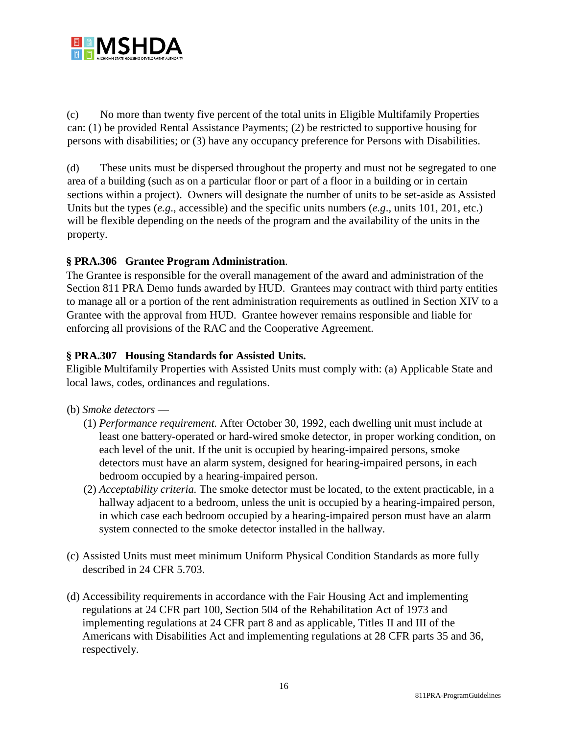(c) No more than twenty five percent of the total units in Eligible Multifamily Properties can: (1) be provided Rental Assistance Payments; (2) be restricted to supportive housing for persons with disabilities; or (3) have any occupancy preference for Persons with Disabilities.

(d) These units must be dispersed throughout the property and must not be segregated to one area of a building (such as on a particular floor or part of a floor in a building or in certain sections within a project). Owners will designate the number of units to be set-aside as Assisted Units but the types (*e.g*., accessible) and the specific units numbers (*e.g*., units 101, 201, etc.) will be flexible depending on the needs of the program and the availability of the units in the property.

**§ PRA.306 Grantee Program Administration**.

The Grantee is responsible for the overall management of the award and administration of the Section 811 PRA Demo funds awarded by HUD. Grantees may contract with third party entities to manage all or a portion of the rent administration requirements as outlined in Section XIV to a Grantee with the approval from HUD. Grantee however remains responsible and liable for enforcing all provisions of the RAC and the Cooperative Agreement.

**§ PRA.307 Housing Standards for Assisted Units.**

Eligible Multifamily Properties with Assisted Units must comply with: (a) Applicable State and local laws, codes, ordinances and regulations.

(b) *Smoke detectors* —

(1) *Performance requirement.* After October 30, 1992, each dwelling unit must include at least one battery-operated or hard-wired smoke detector, in proper working condition, on each level of the unit. If the unit is occupied by hearing-impaired persons, smoke detectors must have an alarm system, designed for hearing-impaired persons, in each bedroom occupied by a hearing-impaired person.

(2) *Acceptability criteria.* The smoke detector must be located, to the extent practicable, in a hallway adjacent to a bedroom, unless the unit is occupied by a hearing-impaired person, in which case each bedroom occupied by a hearing-impaired person must have an alarm system connected to the smoke detector installed in the hallway.

(c) Assisted Units must meet minimum Uniform Physical Condition Standards as more fully described in 24 CFR 5.703.

(d) Accessibility requirements in accordance with the Fair Housing Act and implementing regulations at 24 CFR part 100, Section 504 of the Rehabilitation Act of 1973 and implementing regulations at 24 CFR part 8 and as applicable, Titles II and III of the Americans with Disabilities Act and implementing regulations at 28 CFR parts 35 and 36, respectively.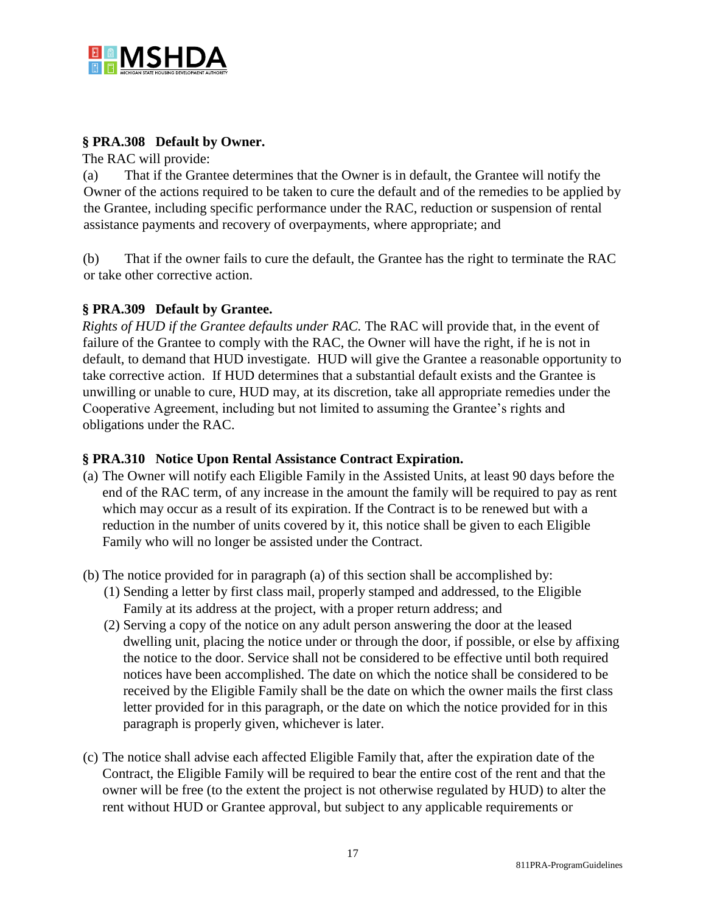**§ PRA.308 Default by Owner.**

The RAC will provide:

(a) That if the Grantee determines that the Owner is in default, the Grantee will notify the Owner of the actions required to be taken to cure the default and of the remedies to be applied by the Grantee, including specific performance under the RAC, reduction or suspension of rental assistance payments and recovery of overpayments, where appropriate; and

(b) That if the owner fails to cure the default, the Grantee has the right to terminate the RAC or take other corrective action.

**§ PRA.309 Default by Grantee.**

*Rights of HUD if the Grantee defaults under RAC.* The RAC will provide that, in the event of failure of the Grantee to comply with the RAC, the Owner will have the right, if he is not in default, to demand that HUD investigate. HUD will give the Grantee a reasonable opportunity to take corrective action. If HUD determines that a substantial default exists and the Grantee is unwilling or unable to cure, HUD may, at its discretion, take all appropriate remedies under the Cooperative Agreement, including but not limited to assuming the Grantee's rights and obligations under the RAC.

**§ PRA.310 Notice Upon Rental Assistance Contract Expiration.**

(a) The Owner will notify each Eligible Family in the Assisted Units, at least 90 days before the end of the RAC term, of any increase in the amount the family will be required to pay as rent which may occur as a result of its expiration. If the Contract is to be renewed but with a reduction in the number of units covered by it, this notice shall be given to each Eligible Family who will no longer be assisted under the Contract.

(b) The notice provided for in paragraph (a) of this section shall be accomplished by:

(1) Sending a letter by first class mail, properly stamped and addressed, to the Eligible Family at its address at the project, with a proper return address; and

(2) Serving a copy of the notice on any adult person answering the door at the leased dwelling unit, placing the notice under or through the door, if possible, or else by affixing the notice to the door. Service shall not be considered to be effective until both required notices have been accomplished. The date on which the notice shall be considered to be received by the Eligible Family shall be the date on which the owner mails the first class letter provided for in this paragraph, or the date on which the notice provided for in this paragraph is properly given, whichever is later.

(c) The notice shall advise each affected Eligible Family that, after the expiration date of the Contract, the Eligible Family will be required to bear the entire cost of the rent and that the owner will be free (to the extent the project is not otherwise regulated by HUD) to alter the rent without HUD or Grantee approval, but subject to any applicable requirements or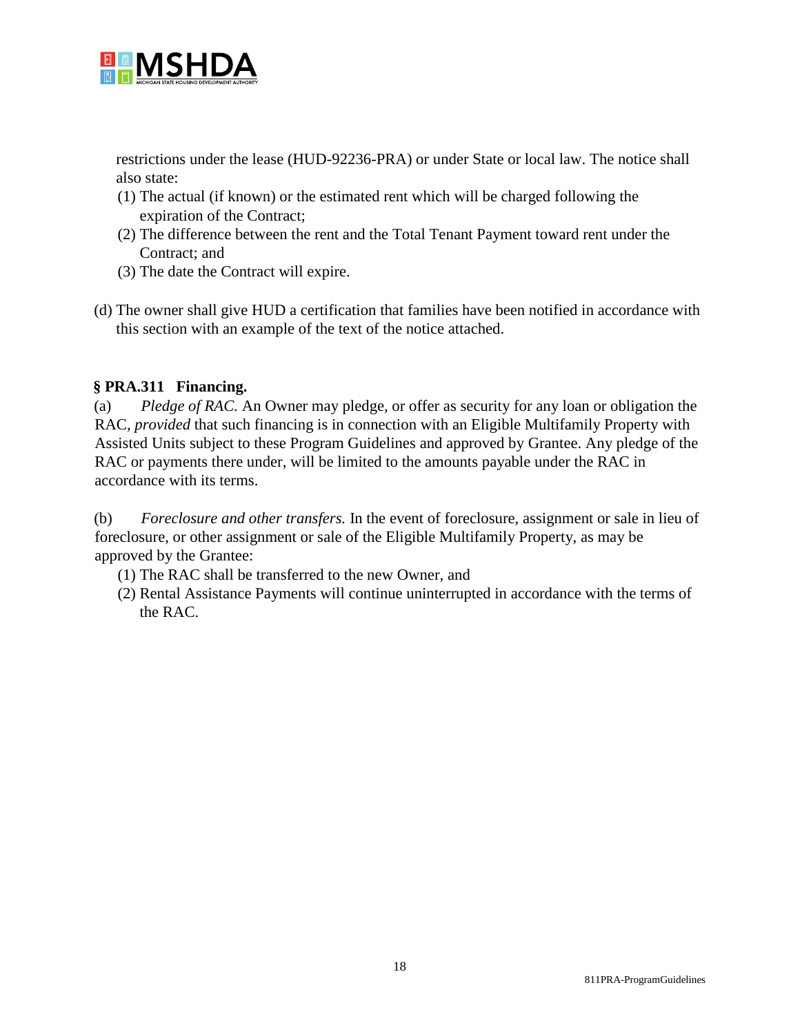restrictions under the lease (HUD-92236-PRA) or under State or local law. The notice shall also state:

(1) The actual (if known) or the estimated rent which will be charged following the expiration of the Contract;
(2) The difference between the rent and the Total Tenant Payment toward rent under the Contract; and
(3) The date the Contract will expire.

(d) The owner shall give HUD a certification that families have been notified in accordance with this section with an example of the text of the notice attached.

### § PRA.311 Financing.

(a) *Pledge of RAC.* An Owner may pledge, or offer as security for any loan or obligation the RAC, *provided* that such financing is in connection with an Eligible Multifamily Property with Assisted Units subject to these Program Guidelines and approved by Grantee. Any pledge of the RAC or payments there under, will be limited to the amounts payable under the RAC in accordance with its terms.

(b) *Foreclosure and other transfers.* In the event of foreclosure, assignment or sale in lieu of foreclosure, or other assignment or sale of the Eligible Multifamily Property, as may be approved by the Grantee:

(1) The RAC shall be transferred to the new Owner, and
(2) Rental Assistance Payments will continue uninterrupted in accordance with the terms of the RAC.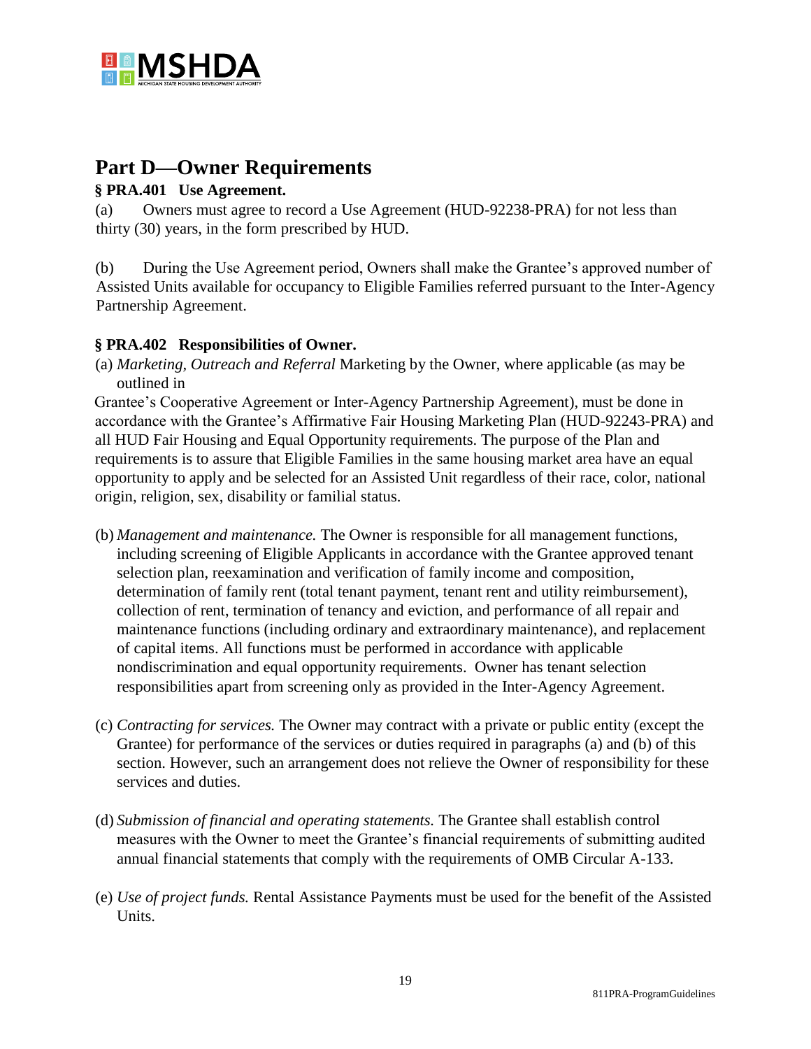## Part D—Owner Requirements

### § PRA.401 Use Agreement.

(a) Owners must agree to record a Use Agreement (HUD-92238-PRA) for not less than thirty (30) years, in the form prescribed by HUD.

(b) During the Use Agreement period, Owners shall make the Grantee's approved number of Assisted Units available for occupancy to Eligible Families referred pursuant to the Inter-Agency Partnership Agreement.

### § PRA.402 Responsibilities of Owner.

(a) *Marketing, Outreach and Referral* Marketing by the Owner, where applicable (as may be outlined in Grantee's Cooperative Agreement or Inter-Agency Partnership Agreement), must be done in accordance with the Grantee's Affirmative Fair Housing Marketing Plan (HUD-92243-PRA) and all HUD Fair Housing and Equal Opportunity requirements. The purpose of the Plan and requirements is to assure that Eligible Families in the same housing market area have an equal opportunity to apply and be selected for an Assisted Unit regardless of their race, color, national origin, religion, sex, disability or familial status.

(b) *Management and maintenance.* The Owner is responsible for all management functions, including screening of Eligible Applicants in accordance with the Grantee approved tenant selection plan, reexamination and verification of family income and composition, determination of family rent (total tenant payment, tenant rent and utility reimbursement), collection of rent, termination of tenancy and eviction, and performance of all repair and maintenance functions (including ordinary and extraordinary maintenance), and replacement of capital items. All functions must be performed in accordance with applicable nondiscrimination and equal opportunity requirements. Owner has tenant selection responsibilities apart from screening only as provided in the Inter-Agency Agreement.

(c) *Contracting for services.* The Owner may contract with a private or public entity (except the Grantee) for performance of the services or duties required in paragraphs (a) and (b) of this section. However, such an arrangement does not relieve the Owner of responsibility for these services and duties.

(d) *Submission of financial and operating statements.* The Grantee shall establish control measures with the Owner to meet the Grantee's financial requirements of submitting audited annual financial statements that comply with the requirements of OMB Circular A-133.

(e) *Use of project funds.* Rental Assistance Payments must be used for the benefit of the Assisted Units.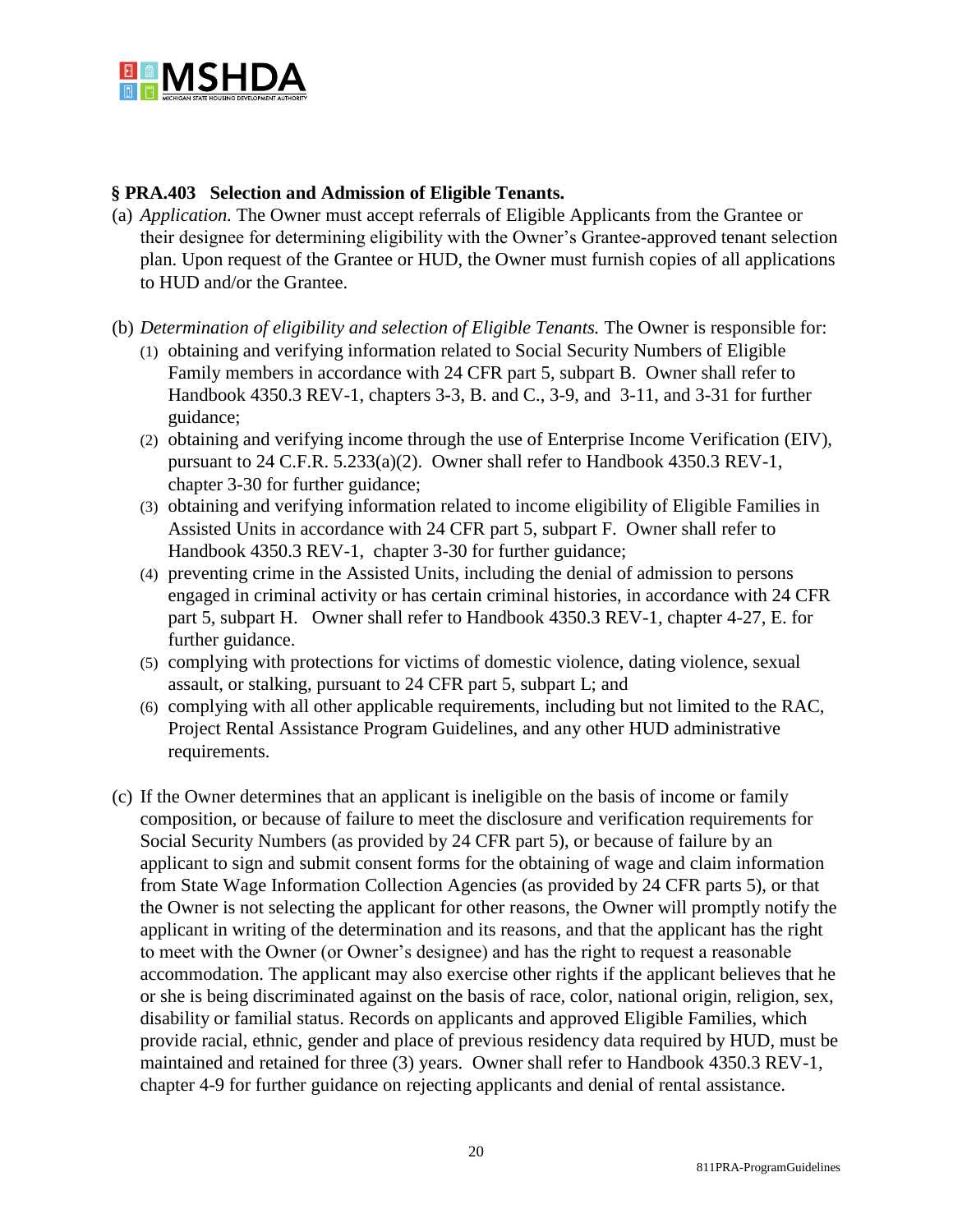**§ PRA.403 Selection and Admission of Eligible Tenants.**

(a) *Application.* The Owner must accept referrals of Eligible Applicants from the Grantee or their designee for determining eligibility with the Owner's Grantee-approved tenant selection plan. Upon request of the Grantee or HUD, the Owner must furnish copies of all applications to HUD and/or the Grantee.

(b) *Determination of eligibility and selection of Eligible Tenants.* The Owner is responsible for:

   (1) obtaining and verifying information related to Social Security Numbers of Eligible Family members in accordance with 24 CFR part 5, subpart B. Owner shall refer to Handbook 4350.3 REV-1, chapters 3-3, B. and C., 3-9, and 3-11, and 3-31 for further guidance;

   (2) obtaining and verifying income through the use of Enterprise Income Verification (EIV), pursuant to 24 C.F.R. 5.233(a)(2). Owner shall refer to Handbook 4350.3 REV-1, chapter 3-30 for further guidance;

   (3) obtaining and verifying information related to income eligibility of Eligible Families in Assisted Units in accordance with 24 CFR part 5, subpart F. Owner shall refer to Handbook 4350.3 REV-1, chapter 3-30 for further guidance;

   (4) preventing crime in the Assisted Units, including the denial of admission to persons engaged in criminal activity or has certain criminal histories, in accordance with 24 CFR part 5, subpart H. Owner shall refer to Handbook 4350.3 REV-1, chapter 4-27, E. for further guidance.

   (5) complying with protections for victims of domestic violence, dating violence, sexual assault, or stalking, pursuant to 24 CFR part 5, subpart L; and

   (6) complying with all other applicable requirements, including but not limited to the RAC, Project Rental Assistance Program Guidelines, and any other HUD administrative requirements.

(c) If the Owner determines that an applicant is ineligible on the basis of income or family composition, or because of failure to meet the disclosure and verification requirements for Social Security Numbers (as provided by 24 CFR part 5), or because of failure by an applicant to sign and submit consent forms for the obtaining of wage and claim information from State Wage Information Collection Agencies (as provided by 24 CFR parts 5), or that the Owner is not selecting the applicant for other reasons, the Owner will promptly notify the applicant in writing of the determination and its reasons, and that the applicant has the right to meet with the Owner (or Owner's designee) and has the right to request a reasonable accommodation. The applicant may also exercise other rights if the applicant believes that he or she is being discriminated against on the basis of race, color, national origin, religion, sex, disability or familial status. Records on applicants and approved Eligible Families, which provide racial, ethnic, gender and place of previous residency data required by HUD, must be maintained and retained for three (3) years. Owner shall refer to Handbook 4350.3 REV-1, chapter 4-9 for further guidance on rejecting applicants and denial of rental assistance.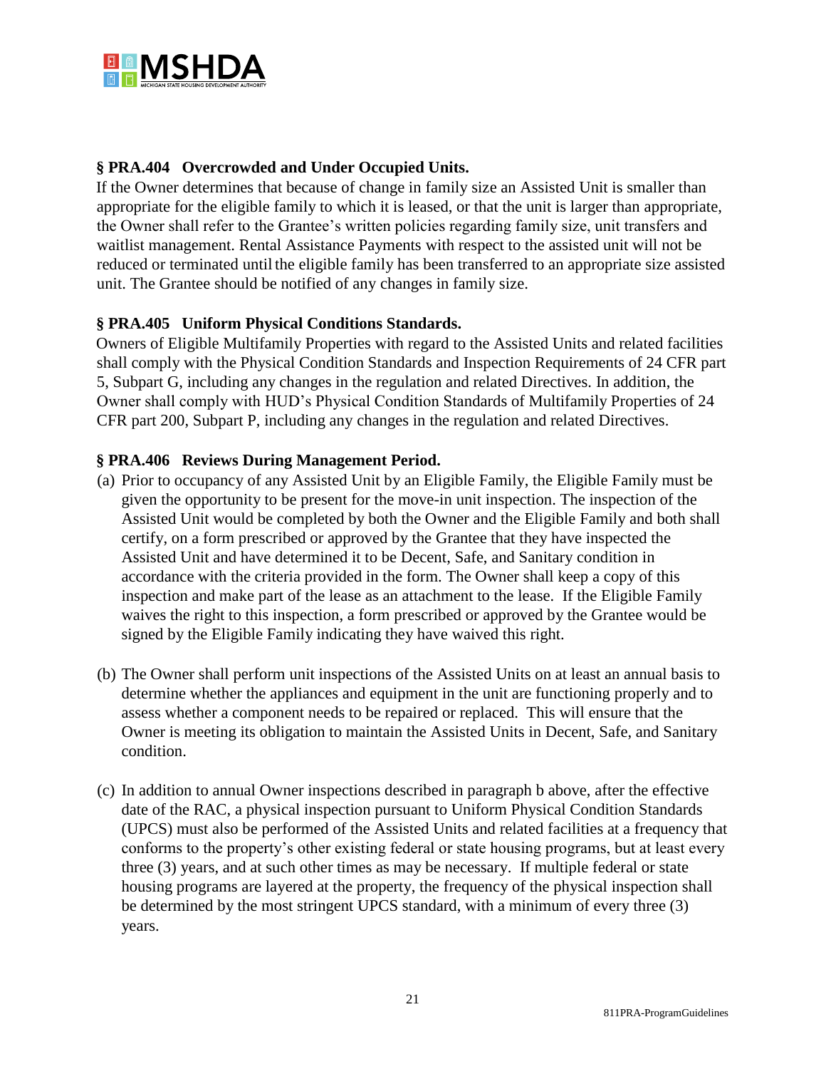**§ PRA.404 Overcrowded and Under Occupied Units.**

If the Owner determines that because of change in family size an Assisted Unit is smaller than appropriate for the eligible family to which it is leased, or that the unit is larger than appropriate, the Owner shall refer to the Grantee's written policies regarding family size, unit transfers and waitlist management. Rental Assistance Payments with respect to the assisted unit will not be reduced or terminated until the eligible family has been transferred to an appropriate size assisted unit. The Grantee should be notified of any changes in family size.

**§ PRA.405 Uniform Physical Conditions Standards.**

Owners of Eligible Multifamily Properties with regard to the Assisted Units and related facilities shall comply with the Physical Condition Standards and Inspection Requirements of 24 CFR part 5, Subpart G, including any changes in the regulation and related Directives. In addition, the Owner shall comply with HUD's Physical Condition Standards of Multifamily Properties of 24 CFR part 200, Subpart P, including any changes in the regulation and related Directives.

**§ PRA.406 Reviews During Management Period.**

(a) Prior to occupancy of any Assisted Unit by an Eligible Family, the Eligible Family must be given the opportunity to be present for the move-in unit inspection. The inspection of the Assisted Unit would be completed by both the Owner and the Eligible Family and both shall certify, on a form prescribed or approved by the Grantee that they have inspected the Assisted Unit and have determined it to be Decent, Safe, and Sanitary condition in accordance with the criteria provided in the form. The Owner shall keep a copy of this inspection and make part of the lease as an attachment to the lease. If the Eligible Family waives the right to this inspection, a form prescribed or approved by the Grantee would be signed by the Eligible Family indicating they have waived this right.

(b) The Owner shall perform unit inspections of the Assisted Units on at least an annual basis to determine whether the appliances and equipment in the unit are functioning properly and to assess whether a component needs to be repaired or replaced. This will ensure that the Owner is meeting its obligation to maintain the Assisted Units in Decent, Safe, and Sanitary condition.

(c) In addition to annual Owner inspections described in paragraph b above, after the effective date of the RAC, a physical inspection pursuant to Uniform Physical Condition Standards (UPCS) must also be performed of the Assisted Units and related facilities at a frequency that conforms to the property's other existing federal or state housing programs, but at least every three (3) years, and at such other times as may be necessary. If multiple federal or state housing programs are layered at the property, the frequency of the physical inspection shall be determined by the most stringent UPCS standard, with a minimum of every three (3) years.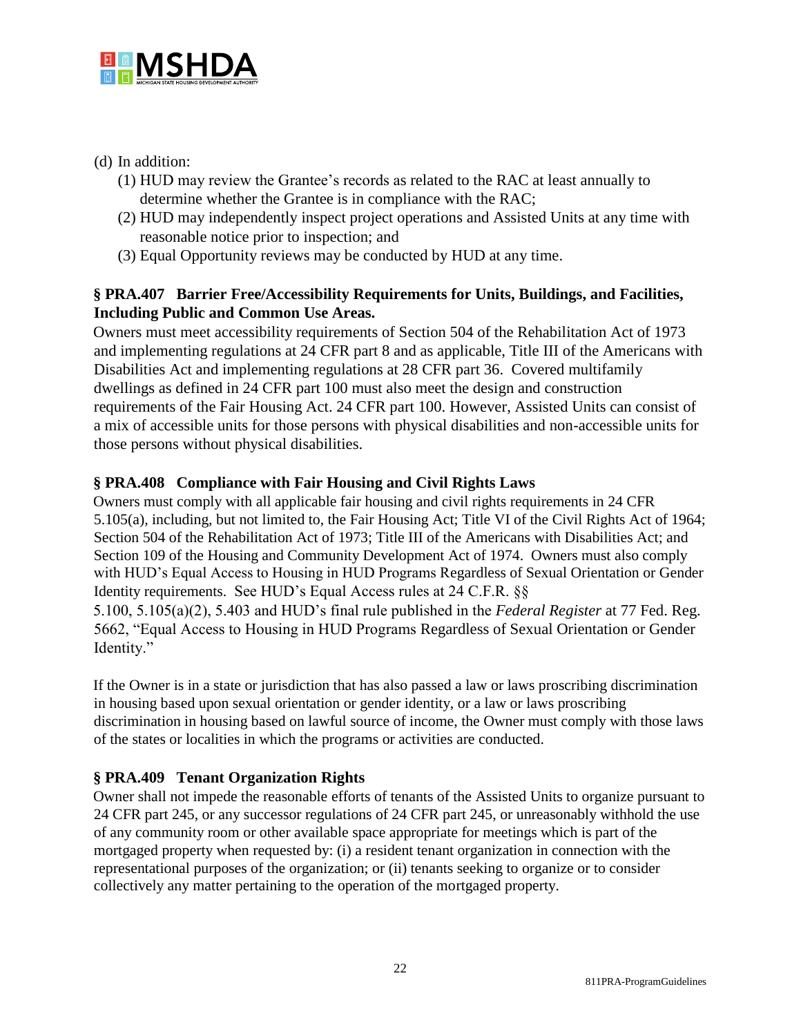(d) In addition:

(1) HUD may review the Grantee's records as related to the RAC at least annually to determine whether the Grantee is in compliance with the RAC;

(2) HUD may independently inspect project operations and Assisted Units at any time with reasonable notice prior to inspection; and

(3) Equal Opportunity reviews may be conducted by HUD at any time.

**§ PRA.407 Barrier Free/Accessibility Requirements for Units, Buildings, and Facilities, Including Public and Common Use Areas.**

Owners must meet accessibility requirements of Section 504 of the Rehabilitation Act of 1973 and implementing regulations at 24 CFR part 8 and as applicable, Title III of the Americans with Disabilities Act and implementing regulations at 28 CFR part 36. Covered multifamily dwellings as defined in 24 CFR part 100 must also meet the design and construction requirements of the Fair Housing Act. 24 CFR part 100. However, Assisted Units can consist of a mix of accessible units for those persons with physical disabilities and non-accessible units for those persons without physical disabilities.

**§ PRA.408 Compliance with Fair Housing and Civil Rights Laws**

Owners must comply with all applicable fair housing and civil rights requirements in 24 CFR 5.105(a), including, but not limited to, the Fair Housing Act; Title VI of the Civil Rights Act of 1964; Section 504 of the Rehabilitation Act of 1973; Title III of the Americans with Disabilities Act; and Section 109 of the Housing and Community Development Act of 1974. Owners must also comply with HUD's Equal Access to Housing in HUD Programs Regardless of Sexual Orientation or Gender Identity requirements. See HUD's Equal Access rules at 24 C.F.R. §§ 5.100, 5.105(a)(2), 5.403 and HUD's final rule published in the *Federal Register* at 77 Fed. Reg. 5662, "Equal Access to Housing in HUD Programs Regardless of Sexual Orientation or Gender Identity."

If the Owner is in a state or jurisdiction that has also passed a law or laws proscribing discrimination in housing based upon sexual orientation or gender identity, or a law or laws proscribing discrimination in housing based on lawful source of income, the Owner must comply with those laws of the states or localities in which the programs or activities are conducted.

**§ PRA.409 Tenant Organization Rights**

Owner shall not impede the reasonable efforts of tenants of the Assisted Units to organize pursuant to 24 CFR part 245, or any successor regulations of 24 CFR part 245, or unreasonably withhold the use of any community room or other available space appropriate for meetings which is part of the mortgaged property when requested by: (i) a resident tenant organization in connection with the representational purposes of the organization; or (ii) tenants seeking to organize or to consider collectively any matter pertaining to the operation of the mortgaged property.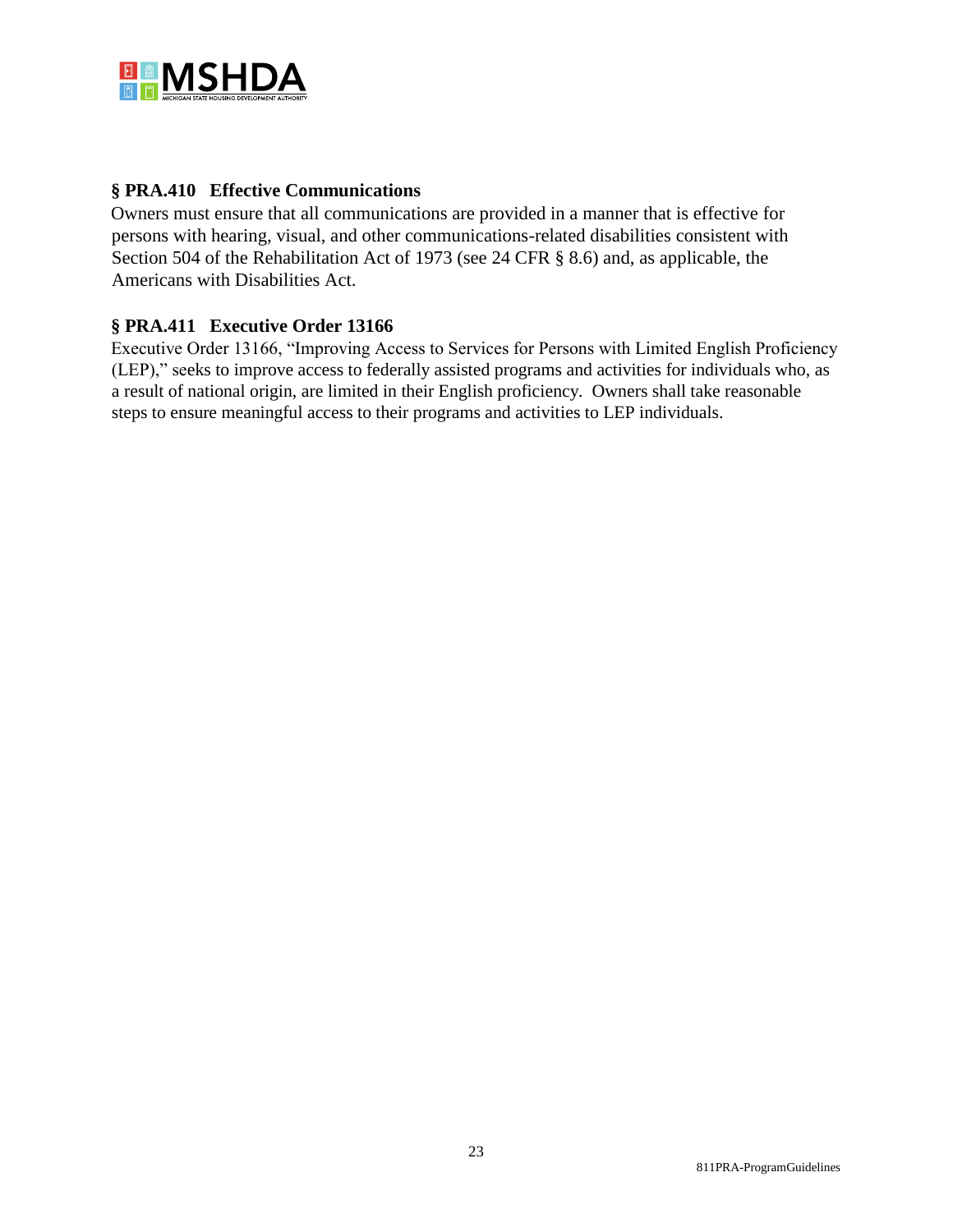## § PRA.410 Effective Communications

Owners must ensure that all communications are provided in a manner that is effective for persons with hearing, visual, and other communications-related disabilities consistent with Section 504 of the Rehabilitation Act of 1973 (see 24 CFR § 8.6) and, as applicable, the Americans with Disabilities Act.

## § PRA.411 Executive Order 13166

Executive Order 13166, "Improving Access to Services for Persons with Limited English Proficiency (LEP)," seeks to improve access to federally assisted programs and activities for individuals who, as a result of national origin, are limited in their English proficiency. Owners shall take reasonable steps to ensure meaningful access to their programs and activities to LEP individuals.